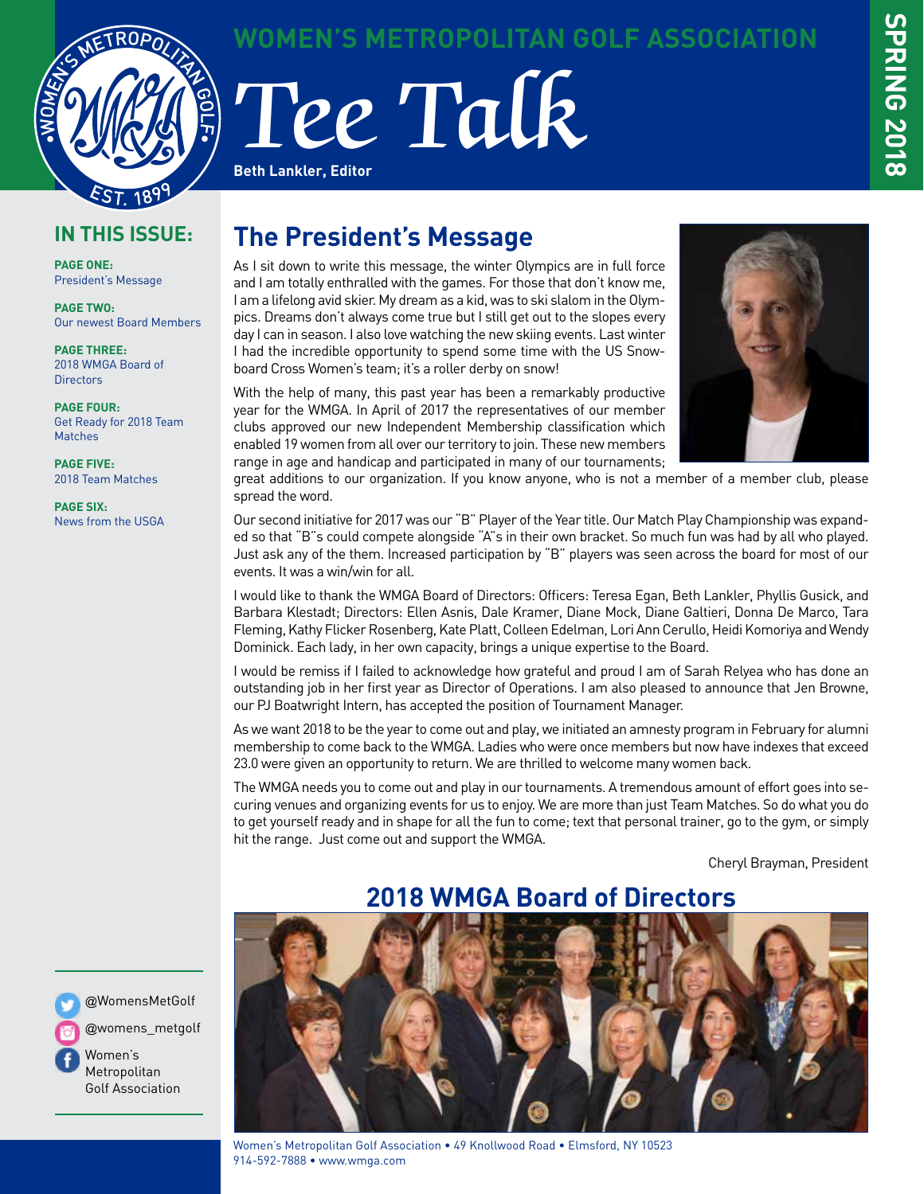# WOMEN'S METROPOLITAN GOLF ASSOCIATION

# Tee Talk

**Beth Lankler, Editor**

SPRING 2018

## IN THIS ISSUE:

**PAGE ONE:**
President's Message

**PAGE TWO:**
Our newest Board Members

**PAGE THREE:**
2018 WMGA Board of Directors

**PAGE FOUR:**
Get Ready for 2018 Team Matches

**PAGE FIVE:**
2018 Team Matches

**PAGE SIX:**
News from the USGA

## The President's Message

As I sit down to write this message, the winter Olympics are in full force and I am totally enthralled with the games. For those that don't know me, I am a lifelong avid skier. My dream as a kid, was to ski slalom in the Olympics. Dreams don't always come true but I still get out to the slopes every day I can in season. I also love watching the new skiing events. Last winter I had the incredible opportunity to spend some time with the US Snowboard Cross Women's team; it's a roller derby on snow!

With the help of many, this past year has been a remarkably productive year for the WMGA. In April of 2017 the representatives of our member clubs approved our new Independent Membership classification which enabled 19 women from all over our territory to join. These new members range in age and handicap and participated in many of our tournaments; great additions to our organization. If you know anyone, who is not a member of a member club, please spread the word.

Our second initiative for 2017 was our "B" Player of the Year title. Our Match Play Championship was expanded so that "B"s could compete alongside "A"s in their own bracket. So much fun was had by all who played. Just ask any of the them. Increased participation by "B" players was seen across the board for most of our events. It was a win/win for all.

I would like to thank the WMGA Board of Directors: Officers: Teresa Egan, Beth Lankler, Phyllis Gusick, and Barbara Klestadt; Directors: Ellen Asnis, Dale Kramer, Diane Mock, Diane Galtieri, Donna De Marco, Tara Fleming, Kathy Flicker Rosenberg, Kate Platt, Colleen Edelman, Lori Ann Cerullo, Heidi Komoriya and Wendy Dominick. Each lady, in her own capacity, brings a unique expertise to the Board.

I would be remiss if I failed to acknowledge how grateful and proud I am of Sarah Relyea who has done an outstanding job in her first year as Director of Operations. I am also pleased to announce that Jen Browne, our PJ Boatwright Intern, has accepted the position of Tournament Manager.

As we want 2018 to be the year to come out and play, we initiated an amnesty program in February for alumni membership to come back to the WMGA. Ladies who were once members but now have indexes that exceed 23.0 were given an opportunity to return. We are thrilled to welcome many women back.

The WMGA needs you to come out and play in our tournaments. A tremendous amount of effort goes into securing venues and organizing events for us to enjoy. We are more than just Team Matches. So do what you do to get yourself ready and in shape for all the fun to come; text that personal trainer, go to the gym, or simply hit the range. Just come out and support the WMGA.

Cheryl Brayman, President

## 2018 WMGA Board of Directors

@WomensMetGolf

@womens_metgolf

Women's Metropolitan Golf Association

Women's Metropolitan Golf Association • 49 Knollwood Road • Elmsford, NY 10523
914-592-7888 • www.wmga.com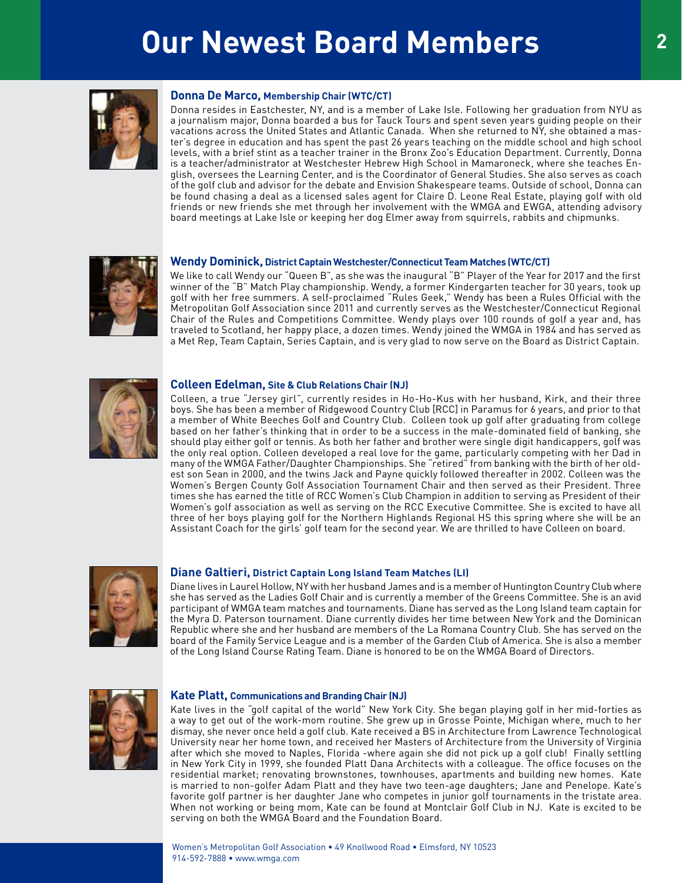# Our Newest Board Members

### Donna De Marco, Membership Chair (WTC/CT)

Donna resides in Eastchester, NY, and is a member of Lake Isle. Following her graduation from NYU as a journalism major, Donna boarded a bus for Tauck Tours and spent seven years guiding people on their vacations across the United States and Atlantic Canada. When she returned to NY, she obtained a master's degree in education and has spent the past 26 years teaching on the middle school and high school levels, with a brief stint as a teacher trainer in the Bronx Zoo's Education Department. Currently, Donna is a teacher/administrator at Westchester Hebrew High School in Mamaroneck, where she teaches English, oversees the Learning Center, and is the Coordinator of General Studies. She also serves as coach of the golf club and advisor for the debate and Envision Shakespeare teams. Outside of school, Donna can be found chasing a deal as a licensed sales agent for Claire D. Leone Real Estate, playing golf with old friends or new friends she met through her involvement with the WMGA and EWGA, attending advisory board meetings at Lake Isle or keeping her dog Elmer away from squirrels, rabbits and chipmunks.

### Wendy Dominick, District Captain Westchester/Connecticut Team Matches (WTC/CT)

We like to call Wendy our "Queen B", as she was the inaugural "B" Player of the Year for 2017 and the first winner of the "B" Match Play championship. Wendy, a former Kindergarten teacher for 30 years, took up golf with her free summers. A self-proclaimed "Rules Geek," Wendy has been a Rules Official with the Metropolitan Golf Association since 2011 and currently serves as the Westchester/Connecticut Regional Chair of the Rules and Competitions Committee. Wendy plays over 100 rounds of golf a year and, has traveled to Scotland, her happy place, a dozen times. Wendy joined the WMGA in 1984 and has served as a Met Rep, Team Captain, Series Captain, and is very glad to now serve on the Board as District Captain.

### Colleen Edelman, Site & Club Relations Chair (NJ)

Colleen, a true "Jersey girl", currently resides in Ho-Ho-Kus with her husband, Kirk, and their three boys. She has been a member of Ridgewood Country Club [RCC] in Paramus for 6 years, and prior to that a member of White Beeches Golf and Country Club. Colleen took up golf after graduating from college based on her father's thinking that in order to be a success in the male-dominated field of banking, she should play either golf or tennis. As both her father and brother were single digit handicappers, golf was the only real option. Colleen developed a real love for the game, particularly competing with her Dad in many of the WMGA Father/Daughter Championships. She "retired" from banking with the birth of her oldest son Sean in 2000, and the twins Jack and Payne quickly followed thereafter in 2002. Colleen was the Women's Bergen County Golf Association Tournament Chair and then served as their President. Three times she has earned the title of RCC Women's Club Champion in addition to serving as President of their Women's golf association as well as serving on the RCC Executive Committee. She is excited to have all three of her boys playing golf for the Northern Highlands Regional HS this spring where she will be an Assistant Coach for the girls' golf team for the second year. We are thrilled to have Colleen on board.

### Diane Galtieri, District Captain Long Island Team Matches (LI)

Diane lives in Laurel Hollow, NY with her husband James and is a member of Huntington Country Club where she has served as the Ladies Golf Chair and is currently a member of the Greens Committee. She is an avid participant of WMGA team matches and tournaments. Diane has served as the Long Island team captain for the Myra D. Paterson tournament. Diane currently divides her time between New York and the Dominican Republic where she and her husband are members of the La Romana Country Club. She has served on the board of the Family Service League and is a member of the Garden Club of America. She is also a member of the Long Island Course Rating Team. Diane is honored to be on the WMGA Board of Directors.

### Kate Platt, Communications and Branding Chair (NJ)

Kate lives in the "golf capital of the world" New York City. She began playing golf in her mid-forties as a way to get out of the work-mom routine. She grew up in Grosse Pointe, Michigan where, much to her dismay, she never once held a golf club. Kate received a BS in Architecture from Lawrence Technological University near her home town, and received her Masters of Architecture from the University of Virginia after which she moved to Naples, Florida -where again she did not pick up a golf club! Finally settling in New York City in 1999, she founded Platt Dana Architects with a colleague. The office focuses on the residential market; renovating brownstones, townhouses, apartments and building new homes. Kate is married to non-golfer Adam Platt and they have two teen-age daughters; Jane and Penelope. Kate's favorite golf partner is her daughter Jane who competes in junior golf tournaments in the tristate area. When not working or being mom, Kate can be found at Montclair Golf Club in NJ. Kate is excited to be serving on both the WMGA Board and the Foundation Board.

Women's Metropolitan Golf Association • 49 Knollwood Road • Elmsford, NY 10523
914-592-7888 • www.wmga.com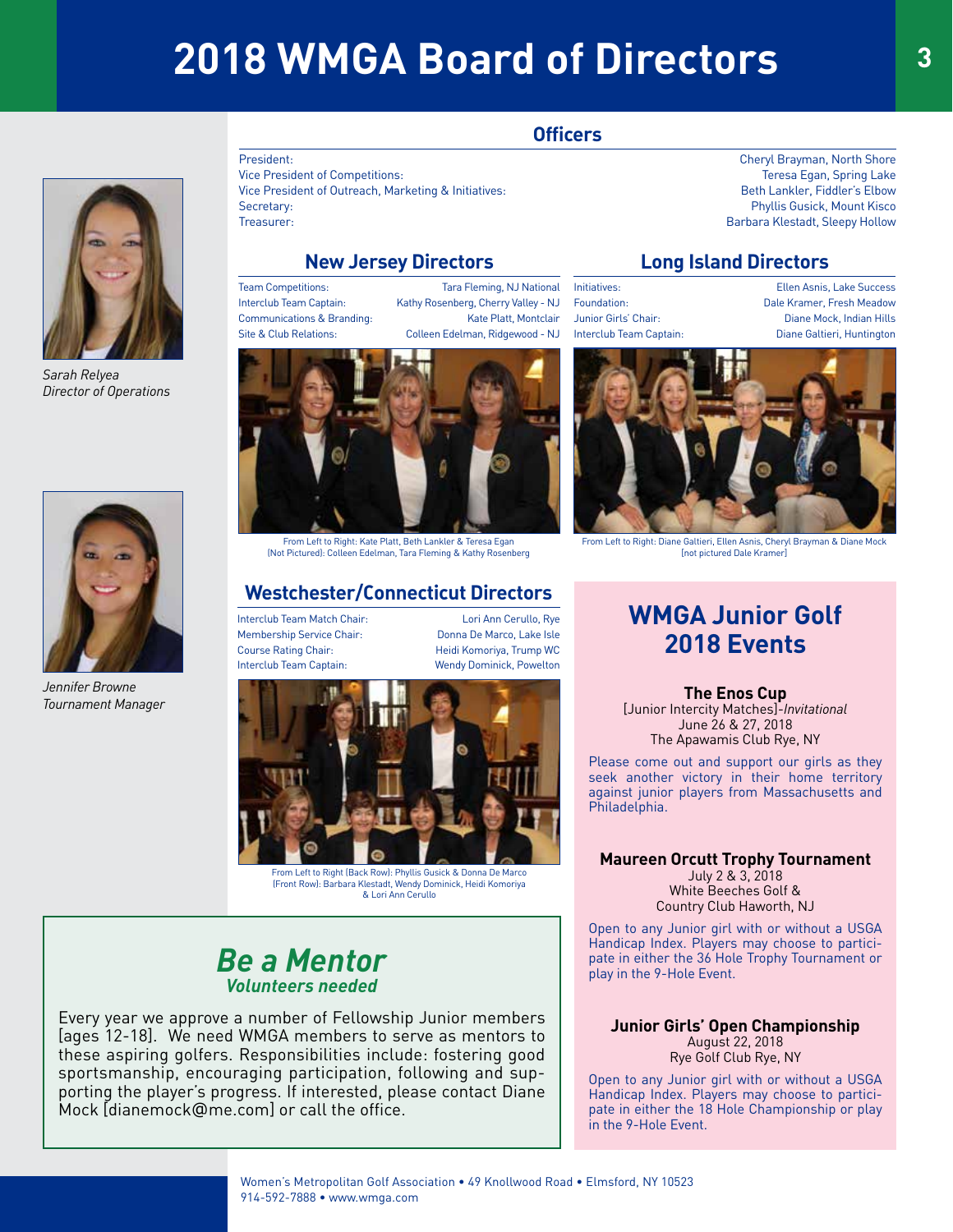# 2018 WMGA Board of Directors

Sarah Relyea
*Director of Operations*

Jennifer Browne
*Tournament Manager*

## Officers

| | |
|---|---|
| President: | Cheryl Brayman, North Shore |
| Vice President of Competitions: | Teresa Egan, Spring Lake |
| Vice President of Outreach, Marketing & Initiatives: | Beth Lankler, Fiddler's Elbow |
| Secretary: | Phyllis Gusick, Mount Kisco |
| Treasurer: | Barbara Klestadt, Sleepy Hollow |

## New Jersey Directors

| | |
|---|---|
| Team Competitions: | Tara Fleming, NJ National |
| Interclub Team Captain: | Kathy Rosenberg, Cherry Valley - NJ |
| Communications & Branding: | Kate Platt, Montclair |
| Site & Club Relations: | Colleen Edelman, Ridgewood - NJ |

From Left to Right: Kate Platt, Beth Lankler & Teresa Egan
(Not Pictured): Colleen Edelman, Tara Fleming & Kathy Rosenberg

## Long Island Directors

| | |
|---|---|
| Initiatives: | Ellen Asnis, Lake Success |
| Foundation: | Dale Kramer, Fresh Meadow |
| Junior Girls' Chair: | Diane Mock, Indian Hills |
| Interclub Team Captain: | Diane Galtieri, Huntington |

From Left to Right: Diane Galtieri, Ellen Asnis, Cheryl Brayman & Diane Mock
[not pictured Dale Kramer]

## Westchester/Connecticut Directors

| | |
|---|---|
| Interclub Team Match Chair: | Lori Ann Cerullo, Rye |
| Membership Service Chair: | Donna De Marco, Lake Isle |
| Course Rating Chair: | Heidi Komoriya, Trump WC |
| Interclub Team Captain: | Wendy Dominick, Powelton |

From Left to Right (Back Row): Phyllis Gusick & Donna De Marco
(Front Row): Barbara Klestadt, Wendy Dominick, Heidi Komoriya
& Lori Ann Cerullo

## *Be a Mentor*

***Volunteers needed***

Every year we approve a number of Fellowship Junior members [ages 12-18]. We need WMGA members to serve as mentors to these aspiring golfers. Responsibilities include: fostering good sportsmanship, encouraging participation, following and supporting the player's progress. If interested, please contact Diane Mock [dianemock@me.com] or call the office.

## WMGA Junior Golf 2018 Events

### The Enos Cup

[Junior Intercity Matches]-*Invitational*
June 26 & 27, 2018
The Apawamis Club Rye, NY

Please come out and support our girls as they seek another victory in their home territory against junior players from Massachusetts and Philadelphia.

### Maureen Orcutt Trophy Tournament

July 2 & 3, 2018
White Beeches Golf & Country Club Haworth, NJ

Open to any Junior girl with or without a USGA Handicap Index. Players may choose to participate in either the 36 Hole Trophy Tournament or play in the 9-Hole Event.

### Junior Girls' Open Championship

August 22, 2018
Rye Golf Club Rye, NY

Open to any Junior girl with or without a USGA Handicap Index. Players may choose to participate in either the 18 Hole Championship or play in the 9-Hole Event.

Women's Metropolitan Golf Association • 49 Knollwood Road • Elmsford, NY 10523
914-592-7888 • www.wmga.com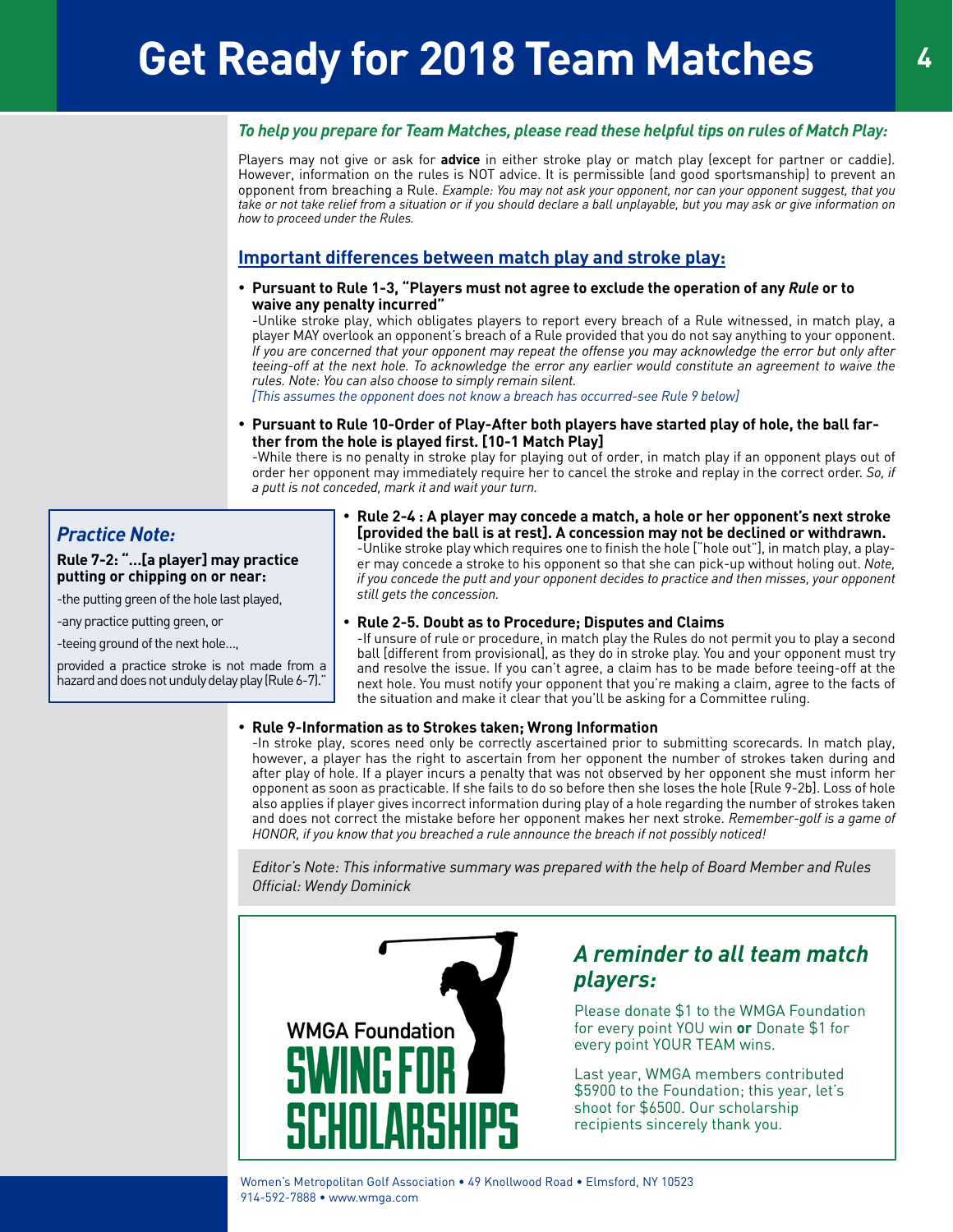# Get Ready for 2018 Team Matches

***To help you prepare for Team Matches, please read these helpful tips on rules of Match Play:***

Players may not give or ask for **advice** in either stroke play or match play (except for partner or caddie). However, information on the rules is NOT advice. It is permissible (and good sportsmanship) to prevent an opponent from breaching a Rule. *Example: You may not ask your opponent, nor can your opponent suggest, that you take or not take relief from a situation or if you should declare a ball unplayable, but you may ask or give information on how to proceed under the Rules.*

## Important differences between match play and stroke play:

- **Pursuant to Rule 1-3, "Players must not agree to exclude the operation of any *Rule* or to waive any penalty incurred"**
  -Unlike stroke play, which obligates players to report every breach of a Rule witnessed, in match play, a player MAY overlook an opponent's breach of a Rule provided that you do not say anything to your opponent. *If you are concerned that your opponent may repeat the offense you may acknowledge the error but only after teeing-off at the next hole. To acknowledge the error any earlier would constitute an agreement to waive the rules. Note: You can also choose to simply remain silent.*
  *[This assumes the opponent does not know a breach has occurred-see Rule 9 below]*

- **Pursuant to Rule 10-Order of Play-After both players have started play of hole, the ball farther from the hole is played first. [10-1 Match Play]**
  -While there is no penalty in stroke play for playing out of order, in match play if an opponent plays out of order her opponent may immediately require her to cancel the stroke and replay in the correct order. *So, if a putt is not conceded, mark it and wait your turn.*

- **Rule 2-4 : A player may concede a match, a hole or her opponent's next stroke [provided the ball is at rest]. A concession may not be declined or withdrawn.**
  -Unlike stroke play which requires one to finish the hole ["hole out"], in match play, a player may concede a stroke to his opponent so that she can pick-up without holing out. *Note, if you concede the putt and your opponent decides to practice and then misses, your opponent still gets the concession.*

- **Rule 2-5. Doubt as to Procedure; Disputes and Claims**
  -If unsure of rule or procedure, in match play the Rules do not permit you to play a second ball [different from provisional], as they do in stroke play. You and your opponent must try and resolve the issue. If you can't agree, a claim has to be made before teeing-off at the next hole. You must notify your opponent that you're making a claim, agree to the facts of the situation and make it clear that you'll be asking for a Committee ruling.

- **Rule 9-Information as to Strokes taken; Wrong Information**
  -In stroke play, scores need only be correctly ascertained prior to submitting scorecards. In match play, however, a player has the right to ascertain from her opponent the number of strokes taken during and after play of hole. If a player incurs a penalty that was not observed by her opponent she must inform her opponent as soon as practicable. If she fails to do so before then she loses the hole [Rule 9-2b]. Loss of hole also applies if player gives incorrect information during play of a hole regarding the number of strokes taken and does not correct the mistake before her opponent makes her next stroke. *Remember-golf is a game of HONOR, if you know that you breached a rule announce the breach if not possibly noticed!*

### *Practice Note:*

**Rule 7-2: "...[a player] may practice putting or chipping on or near:**

-the putting green of the hole last played,

-any practice putting green, or

-teeing ground of the next hole...,

provided a practice stroke is not made from a hazard and does not unduly delay play (Rule 6-7)."

*Editor's Note: This informative summary was prepared with the help of Board Member and Rules Official: Wendy Dominick*

WMGA Foundation
SWING FOR SCHOLARSHIPS

### *A reminder to all team match players:*

Please donate $1 to the WMGA Foundation for every point YOU win **or** Donate $1 for every point YOUR TEAM wins.

Last year, WMGA members contributed $5900 to the Foundation; this year, let's shoot for $6500. Our scholarship recipients sincerely thank you.

Women's Metropolitan Golf Association • 49 Knollwood Road • Elmsford, NY 10523
914-592-7888 • www.wmga.com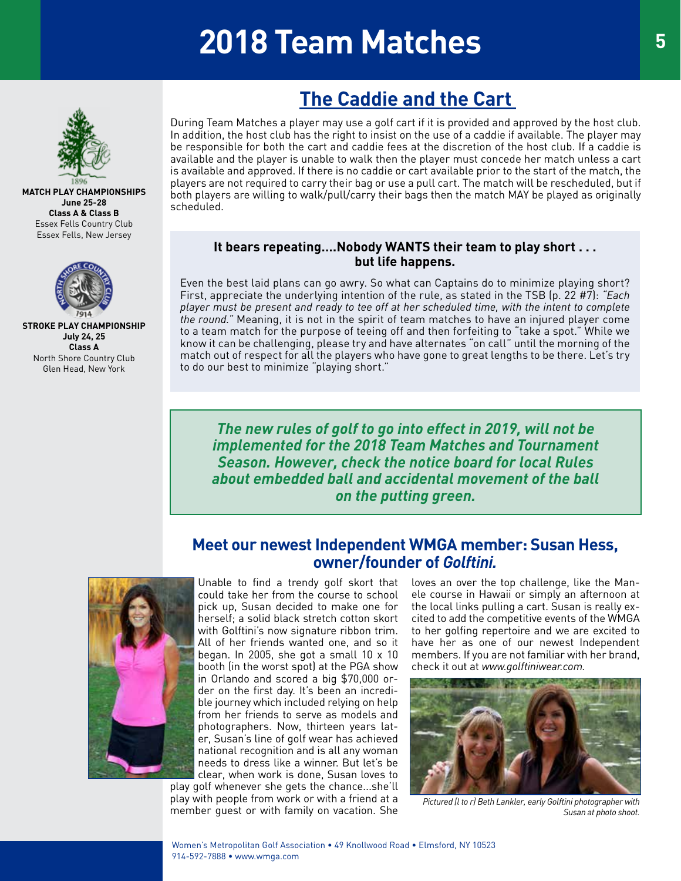# 2018 Team Matches

**MATCH PLAY CHAMPIONSHIPS**
**June 25-28**
**Class A & Class B**
Essex Fells Country Club
Essex Fells, New Jersey

**STROKE PLAY CHAMPIONSHIP**
**July 24, 25**
**Class A**
North Shore Country Club
Glen Head, New York

## The Caddie and the Cart

During Team Matches a player may use a golf cart if it is provided and approved by the host club. In addition, the host club has the right to insist on the use of a caddie if available. The player may be responsible for both the cart and caddie fees at the discretion of the host club. If a caddie is available and the player is unable to walk then the player must concede her match unless a cart is available and approved. If there is no caddie or cart available prior to the start of the match, the players are not required to carry their bag or use a pull cart. The match will be rescheduled, but if both players are willing to walk/pull/carry their bags then the match MAY be played as originally scheduled.

### It bears repeating....Nobody WANTS their team to play short . . . but life happens.

Even the best laid plans can go awry. So what can Captains do to minimize playing short? First, appreciate the underlying intention of the rule, as stated in the TSB (p. 22 #7): *"Each player must be present and ready to tee off at her scheduled time, with the intent to complete the round."* Meaning, it is not in the spirit of team matches to have an injured player come to a team match for the purpose of teeing off and then forfeiting to "take a spot." While we know it can be challenging, please try and have alternates "on call" until the morning of the match out of respect for all the players who have gone to great lengths to be there. Let's try to do our best to minimize "playing short."

***The new rules of golf to go into effect in 2019, will not be implemented for the 2018 Team Matches and Tournament Season. However, check the notice board for local Rules about embedded ball and accidental movement of the ball on the putting green.***

## Meet our newest Independent WMGA member: Susan Hess, owner/founder of *Golftini.*

Unable to find a trendy golf skort that could take her from the course to school pick up, Susan decided to make one for herself; a solid black stretch cotton skort with Golftini's now signature ribbon trim. All of her friends wanted one, and so it began. In 2005, she got a small 10 x 10 booth (in the worst spot) at the PGA show in Orlando and scored a big $70,000 order on the first day. It's been an incredible journey which included relying on help from her friends to serve as models and photographers. Now, thirteen years later, Susan's line of golf wear has achieved national recognition and is all any woman needs to dress like a winner. But let's be clear, when work is done, Susan loves to play golf whenever she gets the chance...she'll play with people from work or with a friend at a member guest or with family on vacation. She loves an over the top challenge, like the Manele course in Hawaii or simply an afternoon at the local links pulling a cart. Susan is really excited to add the competitive events of the WMGA to her golfing repertoire and we are excited to have her as one of our newest Independent members. If you are not familiar with her brand, check it out at *www.golftiniwear.com.*

*Pictured [l to r] Beth Lankler, early Golftini photographer with Susan at photo shoot.*

Women's Metropolitan Golf Association • 49 Knollwood Road • Elmsford, NY 10523
914-592-7888 • www.wmga.com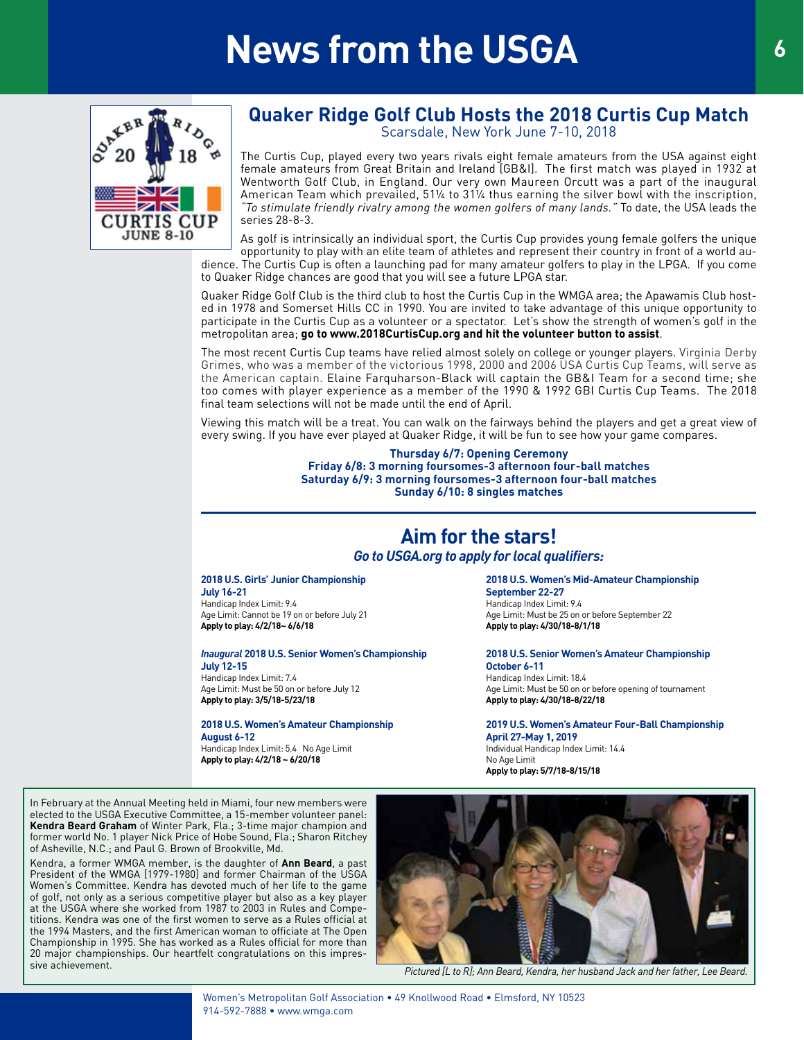# News from the USGA

## Quaker Ridge Golf Club Hosts the 2018 Curtis Cup Match

Scarsdale, New York June 7-10, 2018

The Curtis Cup, played every two years rivals eight female amateurs from the USA against eight female amateurs from Great Britain and Ireland [GB&I]. The first match was played in 1932 at Wentworth Golf Club, in England. Our very own Maureen Orcutt was a part of the inaugural American Team which prevailed, 51¼ to 31¼ thus earning the silver bowl with the inscription, *"To stimulate friendly rivalry among the women golfers of many lands."* To date, the USA leads the series 28-8-3.

As golf is intrinsically an individual sport, the Curtis Cup provides young female golfers the unique opportunity to play with an elite team of athletes and represent their country in front of a world audience. The Curtis Cup is often a launching pad for many amateur golfers to play in the LPGA. If you come to Quaker Ridge chances are good that you will see a future LPGA star.

Quaker Ridge Golf Club is the third club to host the Curtis Cup in the WMGA area; the Apawamis Club hosted in 1978 and Somerset Hills CC in 1990. You are invited to take advantage of this unique opportunity to participate in the Curtis Cup as a volunteer or a spectator. Let's show the strength of women's golf in the metropolitan area; **go to www.2018CurtisCup.org and hit the volunteer button to assist**.

The most recent Curtis Cup teams have relied almost solely on college or younger players. Virginia Derby Grimes, who was a member of the victorious 1998, 2000 and 2006 USA Curtis Cup Teams, will serve as the American captain. Elaine Farquharson-Black will captain the GB&I Team for a second time; she too comes with player experience as a member of the 1990 & 1992 GBI Curtis Cup Teams. The 2018 final team selections will not be made until the end of April.

Viewing this match will be a treat. You can walk on the fairways behind the players and get a great view of every swing. If you have ever played at Quaker Ridge, it will be fun to see how your game compares.

**Thursday 6/7: Opening Ceremony**
**Friday 6/8: 3 morning foursomes-3 afternoon four-ball matches**
**Saturday 6/9: 3 morning foursomes-3 afternoon four-ball matches**
**Sunday 6/10: 8 singles matches**

## Aim for the stars!

***Go to USGA.org to apply for local qualifiers:***

**2018 U.S. Girls' Junior Championship**
**July 16-21**
Handicap Index Limit: 9.4
Age Limit: Cannot be 19 on or before July 21
**Apply to play: 4/2/18~ 6/6/18**

***Inaugural* 2018 U.S. Senior Women's Championship**
**July 12-15**
Handicap Index Limit: 7.4
Age Limit: Must be 50 on or before July 12
**Apply to play: 3/5/18-5/23/18**

**2018 U.S. Women's Amateur Championship**
**August 6-12**
Handicap Index Limit: 5.4 No Age Limit
**Apply to play: 4/2/18 ~ 6/20/18**

**2018 U.S. Women's Mid-Amateur Championship**
**September 22-27**
Handicap Index Limit: 9.4
Age Limit: Must be 25 on or before September 22
**Apply to play: 4/30/18-8/1/18**

**2018 U.S. Senior Women's Amateur Championship**
**October 6-11**
Handicap Index Limit: 18.4
Age Limit: Must be 50 on or before opening of tournament
**Apply to play: 4/30/18-8/22/18**

**2019 U.S. Women's Amateur Four-Ball Championship**
**April 27-May 1, 2019**
Individual Handicap Index Limit: 14.4
No Age Limit
**Apply to play: 5/7/18-8/15/18**

In February at the Annual Meeting held in Miami, four new members were elected to the USGA Executive Committee, a 15-member volunteer panel: **Kendra Beard Graham** of Winter Park, Fla.; 3-time major champion and former world No. 1 player Nick Price of Hobe Sound, Fla.; Sharon Ritchey of Asheville, N.C.; and Paul G. Brown of Brookville, Md.

Kendra, a former WMGA member, is the daughter of **Ann Beard**, a past President of the WMGA [1979-1980] and former Chairman of the USGA Women's Committee. Kendra has devoted much of her life to the game of golf, not only as a serious competitive player but also as a key player at the USGA where she worked from 1987 to 2003 in Rules and Competitions. Kendra was one of the first women to serve as a Rules official at the 1994 Masters, and the first American woman to officiate at The Open Championship in 1995. She has worked as a Rules official for more than 20 major championships. Our heartfelt congratulations on this impressive achievement.

*Pictured [L to R]; Ann Beard, Kendra, her husband Jack and her father, Lee Beard.*

Women's Metropolitan Golf Association • 49 Knollwood Road • Elmsford, NY 10523
914-592-7888 • www.wmga.com